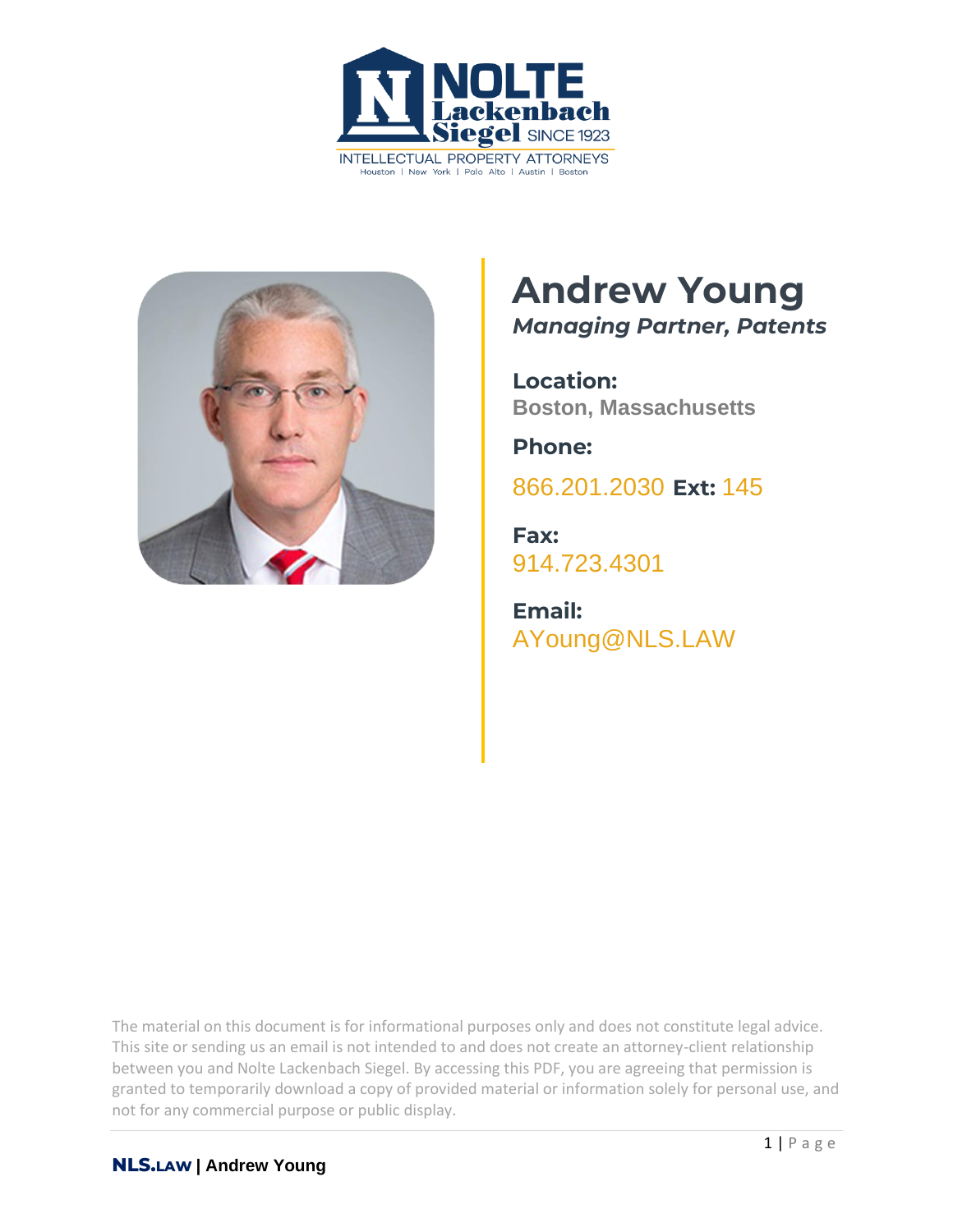NOLTE Lackenbach Siegel SINCE 1923

INTELLECTUAL PROPERTY ATTORNEYS

Houston | New York | Palo Alto | Austin | Boston

# Andrew Young

***Managing Partner, Patents***

**Location:**
Boston, Massachusetts

**Phone:**
866.201.2030 **Ext:** 145

**Fax:**
914.723.4301

**Email:**
AYoung@NLS.LAW

The material on this document is for informational purposes only and does not constitute legal advice. This site or sending us an email is not intended to and does not create an attorney-client relationship between you and Nolte Lackenbach Siegel. By accessing this PDF, you are agreeing that permission is granted to temporarily download a copy of provided material or information solely for personal use, and not for any commercial purpose or public display.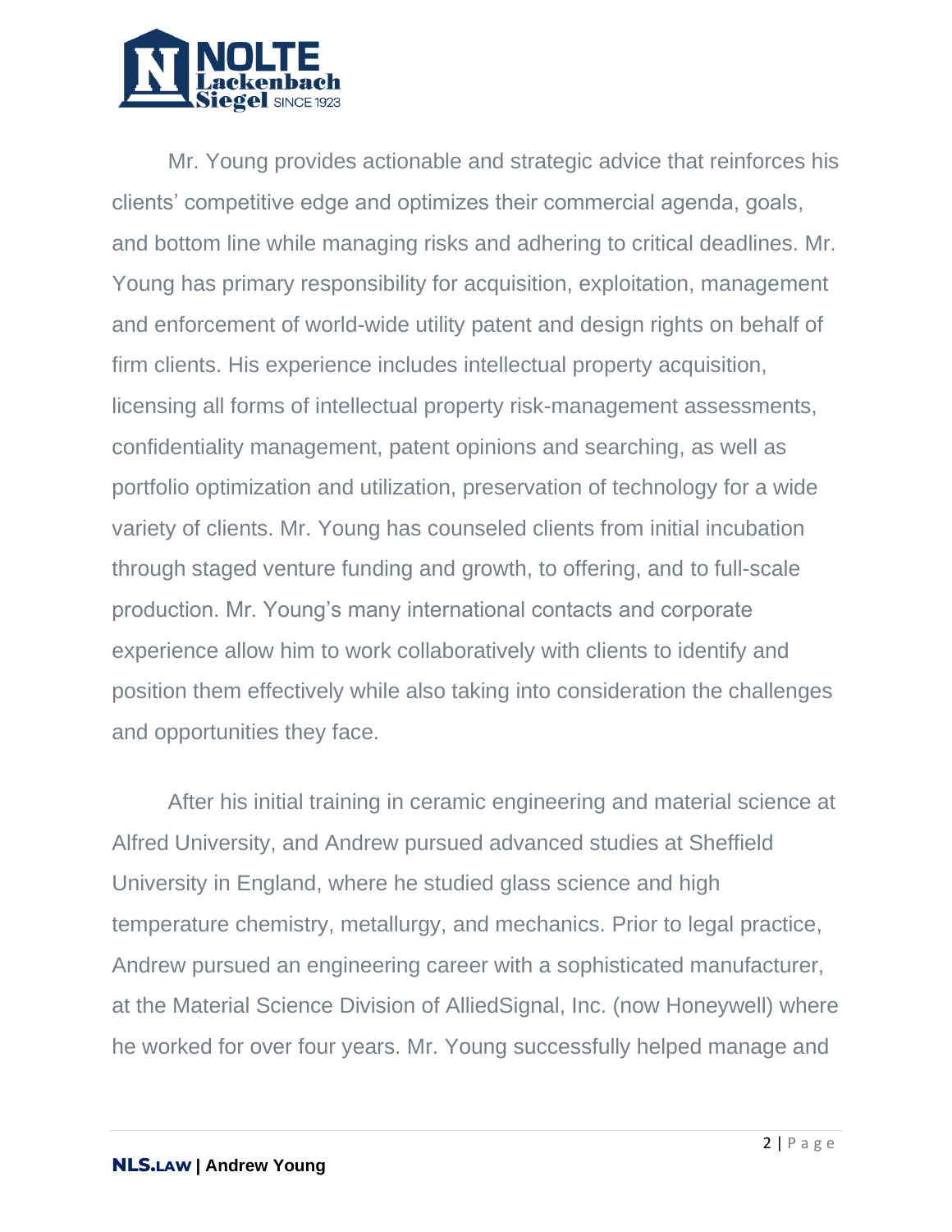Mr. Young provides actionable and strategic advice that reinforces his clients' competitive edge and optimizes their commercial agenda, goals, and bottom line while managing risks and adhering to critical deadlines. Mr. Young has primary responsibility for acquisition, exploitation, management and enforcement of world-wide utility patent and design rights on behalf of firm clients. His experience includes intellectual property acquisition, licensing all forms of intellectual property risk-management assessments, confidentiality management, patent opinions and searching, as well as portfolio optimization and utilization, preservation of technology for a wide variety of clients. Mr. Young has counseled clients from initial incubation through staged venture funding and growth, to offering, and to full-scale production. Mr. Young's many international contacts and corporate experience allow him to work collaboratively with clients to identify and position them effectively while also taking into consideration the challenges and opportunities they face.

After his initial training in ceramic engineering and material science at Alfred University, and Andrew pursued advanced studies at Sheffield University in England, where he studied glass science and high temperature chemistry, metallurgy, and mechanics. Prior to legal practice, Andrew pursued an engineering career with a sophisticated manufacturer, at the Material Science Division of AlliedSignal, Inc. (now Honeywell) where he worked for over four years. Mr. Young successfully helped manage and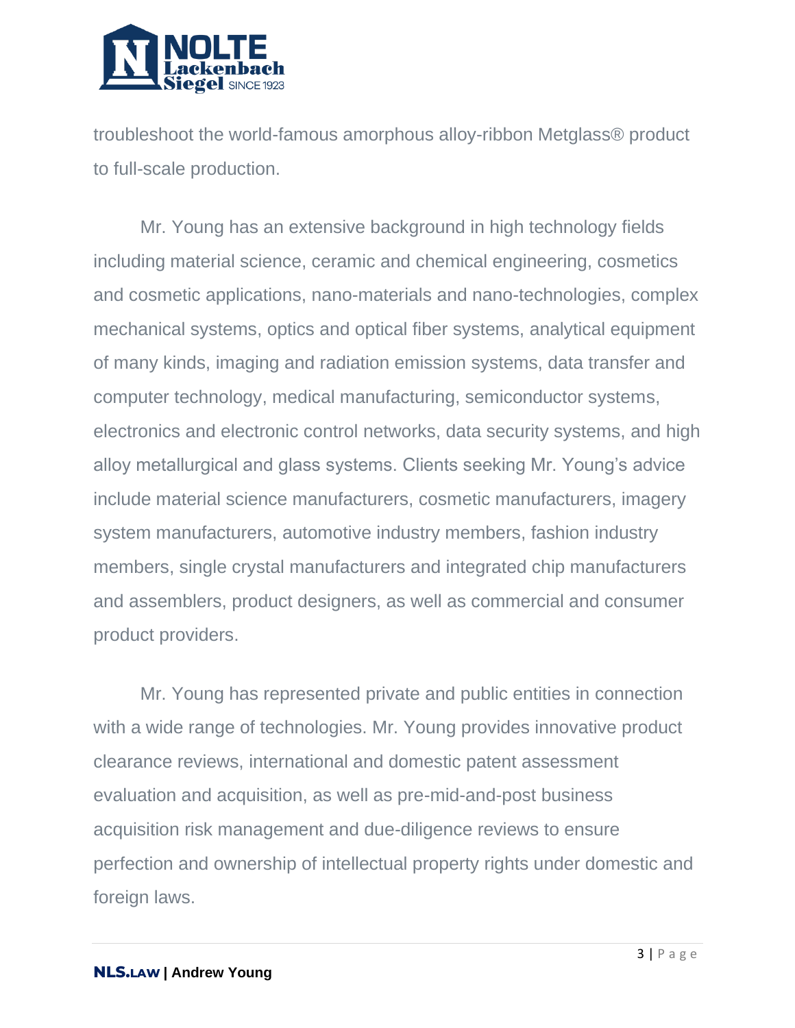troubleshoot the world-famous amorphous alloy-ribbon Metglass® product to full-scale production.

Mr. Young has an extensive background in high technology fields including material science, ceramic and chemical engineering, cosmetics and cosmetic applications, nano-materials and nano-technologies, complex mechanical systems, optics and optical fiber systems, analytical equipment of many kinds, imaging and radiation emission systems, data transfer and computer technology, medical manufacturing, semiconductor systems, electronics and electronic control networks, data security systems, and high alloy metallurgical and glass systems. Clients seeking Mr. Young's advice include material science manufacturers, cosmetic manufacturers, imagery system manufacturers, automotive industry members, fashion industry members, single crystal manufacturers and integrated chip manufacturers and assemblers, product designers, as well as commercial and consumer product providers.

Mr. Young has represented private and public entities in connection with a wide range of technologies. Mr. Young provides innovative product clearance reviews, international and domestic patent assessment evaluation and acquisition, as well as pre-mid-and-post business acquisition risk management and due-diligence reviews to ensure perfection and ownership of intellectual property rights under domestic and foreign laws.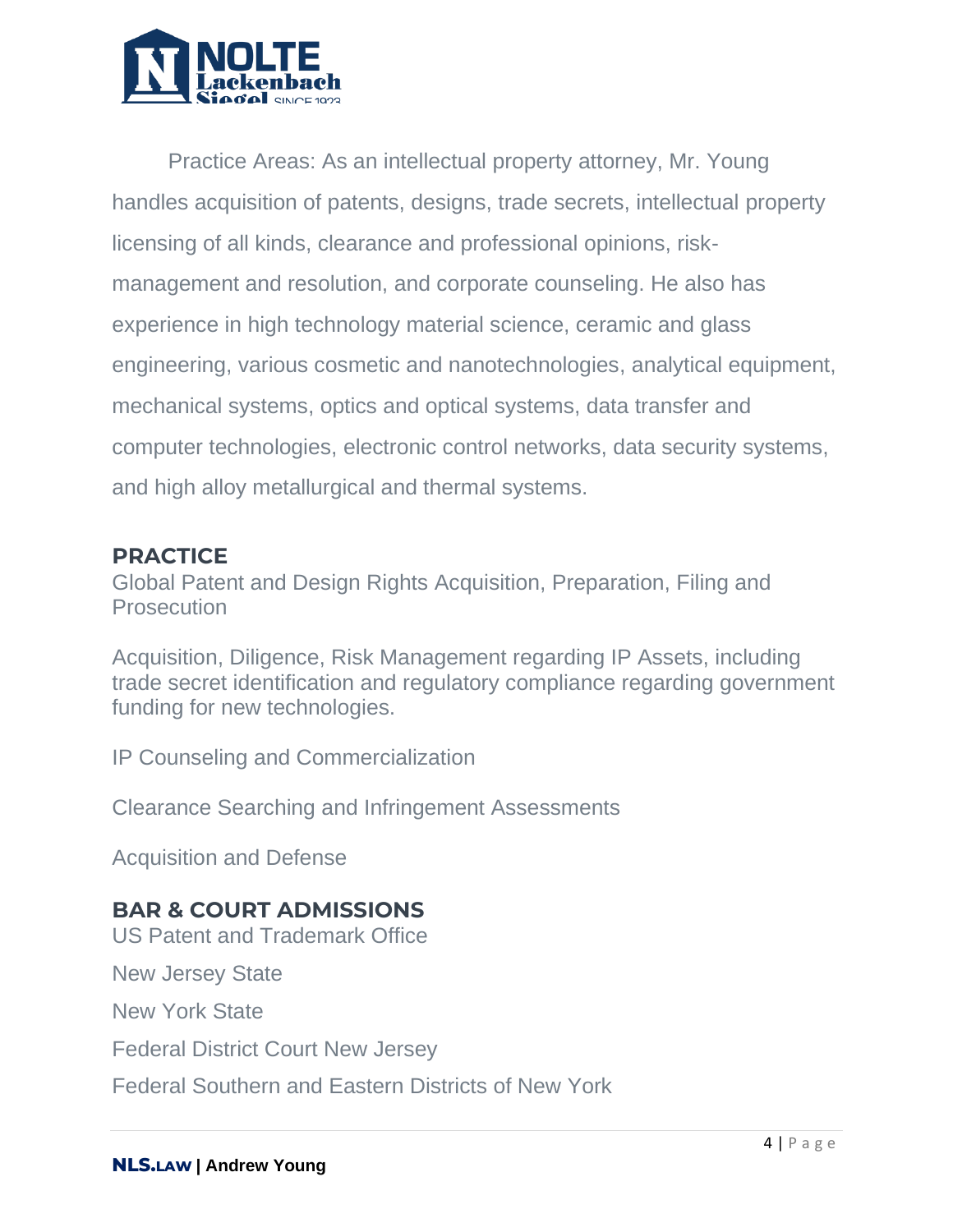Practice Areas: As an intellectual property attorney, Mr. Young handles acquisition of patents, designs, trade secrets, intellectual property licensing of all kinds, clearance and professional opinions, risk-management and resolution, and corporate counseling. He also has experience in high technology material science, ceramic and glass engineering, various cosmetic and nanotechnologies, analytical equipment, mechanical systems, optics and optical systems, data transfer and computer technologies, electronic control networks, data security systems, and high alloy metallurgical and thermal systems.

## PRACTICE

Global Patent and Design Rights Acquisition, Preparation, Filing and Prosecution

Acquisition, Diligence, Risk Management regarding IP Assets, including trade secret identification and regulatory compliance regarding government funding for new technologies.

IP Counseling and Commercialization

Clearance Searching and Infringement Assessments

Acquisition and Defense

## BAR & COURT ADMISSIONS

US Patent and Trademark Office

New Jersey State

New York State

Federal District Court New Jersey

Federal Southern and Eastern Districts of New York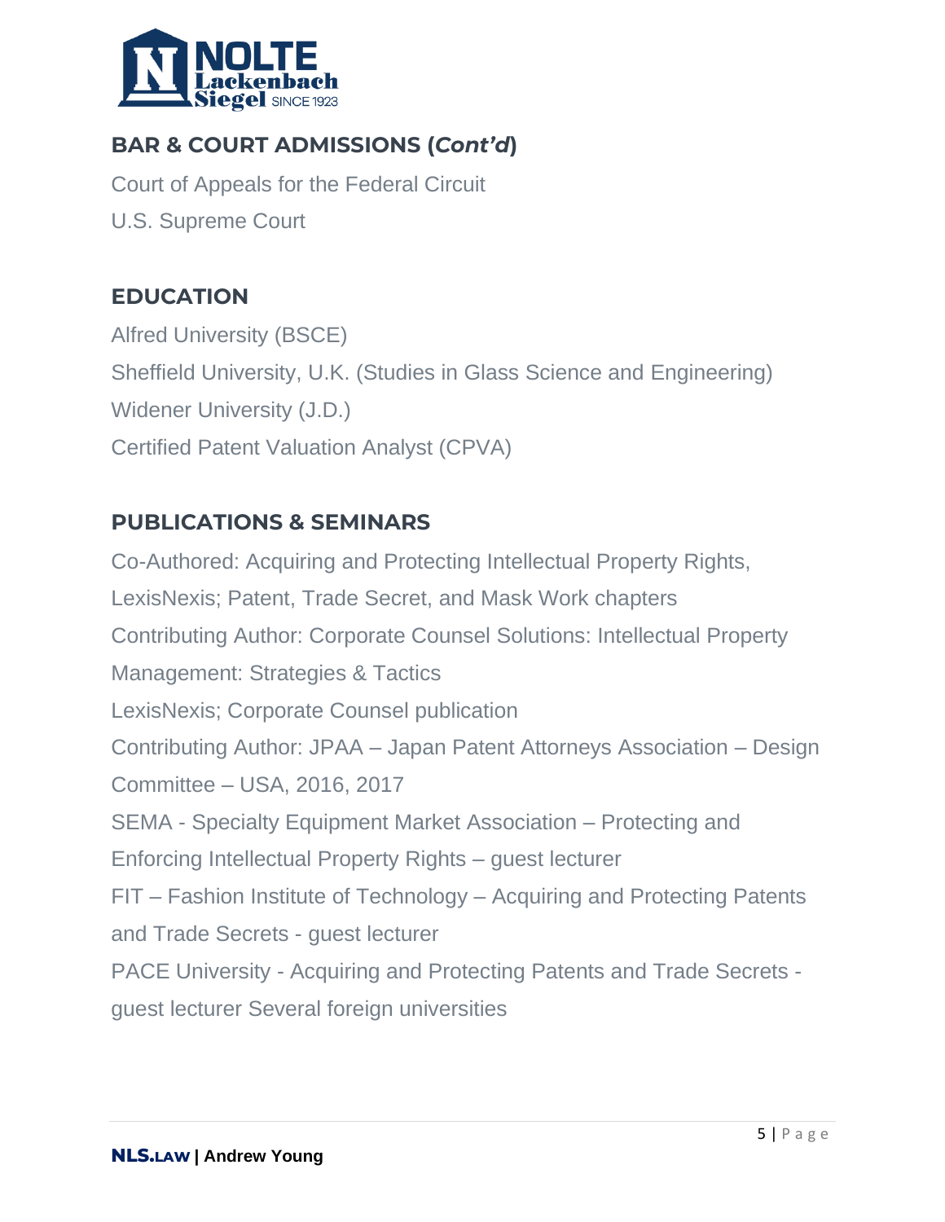## BAR & COURT ADMISSIONS (*Cont'd*)

Court of Appeals for the Federal Circuit
U.S. Supreme Court

## EDUCATION

Alfred University (BSCE)
Sheffield University, U.K. (Studies in Glass Science and Engineering)
Widener University (J.D.)
Certified Patent Valuation Analyst (CPVA)

## PUBLICATIONS & SEMINARS

Co-Authored: Acquiring and Protecting Intellectual Property Rights, LexisNexis; Patent, Trade Secret, and Mask Work chapters
Contributing Author: Corporate Counsel Solutions: Intellectual Property Management: Strategies & Tactics
LexisNexis; Corporate Counsel publication
Contributing Author: JPAA – Japan Patent Attorneys Association – Design Committee – USA, 2016, 2017
SEMA - Specialty Equipment Market Association – Protecting and Enforcing Intellectual Property Rights – guest lecturer
FIT – Fashion Institute of Technology – Acquiring and Protecting Patents and Trade Secrets - guest lecturer
PACE University - Acquiring and Protecting Patents and Trade Secrets - guest lecturer Several foreign universities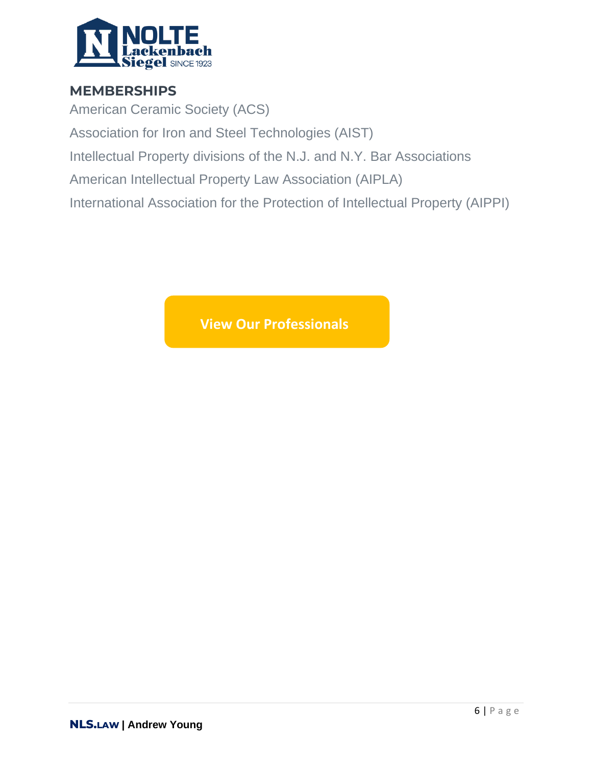## MEMBERSHIPS

American Ceramic Society (ACS)

Association for Iron and Steel Technologies (AIST)

Intellectual Property divisions of the N.J. and N.Y. Bar Associations

American Intellectual Property Law Association (AIPLA)

International Association for the Protection of Intellectual Property (AIPPI)

View Our Professionals